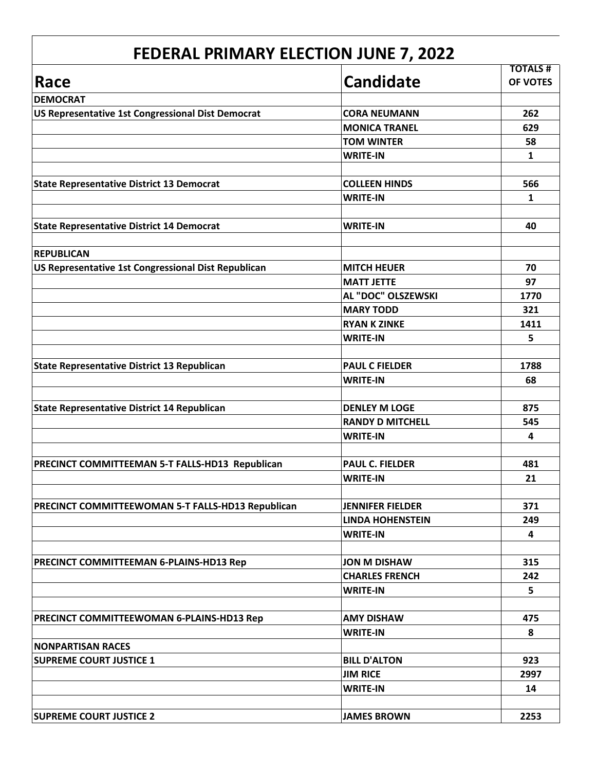# FEDERAL PRIMARY ELECTION JUNE 7, 2022

| Race | Candidate | TOTALS # OF VOTES |
|---|---|---|
| **DEMOCRAT** | | |
| **US Representative 1st Congressional Dist Democrat** | **CORA NEUMANN** | **262** |
| | **MONICA TRANEL** | **629** |
| | **TOM WINTER** | **58** |
| | **WRITE-IN** | **1** |
| | | |
| **State Representative District 13 Democrat** | **COLLEEN HINDS** | **566** |
| | **WRITE-IN** | **1** |
| | | |
| **State Representative District 14 Democrat** | **WRITE-IN** | **40** |
| | | |
| **REPUBLICAN** | | |
| **US Representative 1st Congressional Dist Republican** | **MITCH HEUER** | **70** |
| | **MATT JETTE** | **97** |
| | **AL "DOC" OLSZEWSKI** | **1770** |
| | **MARY TODD** | **321** |
| | **RYAN K ZINKE** | **1411** |
| | **WRITE-IN** | **5** |
| | | |
| **State Representative District 13 Republican** | **PAUL C FIELDER** | **1788** |
| | **WRITE-IN** | **68** |
| | | |
| **State Representative District 14 Republican** | **DENLEY M LOGE** | **875** |
| | **RANDY D MITCHELL** | **545** |
| | **WRITE-IN** | **4** |
| | | |
| **PRECINCT COMMITTEEMAN 5-T FALLS-HD13 Republican** | **PAUL C. FIELDER** | **481** |
| | **WRITE-IN** | **21** |
| | | |
| **PRECINCT COMMITTEEWOMAN 5-T FALLS-HD13 Republican** | **JENNIFER FIELDER** | **371** |
| | **LINDA HOHENSTEIN** | **249** |
| | **WRITE-IN** | **4** |
| | | |
| **PRECINCT COMMITTEEMAN 6-PLAINS-HD13 Rep** | **JON M DISHAW** | **315** |
| | **CHARLES FRENCH** | **242** |
| | **WRITE-IN** | **5** |
| | | |
| **PRECINCT COMMITTEEWOMAN 6-PLAINS-HD13 Rep** | **AMY DISHAW** | **475** |
| | **WRITE-IN** | **8** |
| **NONPARTISAN RACES** | | |
| **SUPREME COURT JUSTICE 1** | **BILL D'ALTON** | **923** |
| | **JIM RICE** | **2997** |
| | **WRITE-IN** | **14** |
| | | |
| **SUPREME COURT JUSTICE 2** | **JAMES BROWN** | **2253** |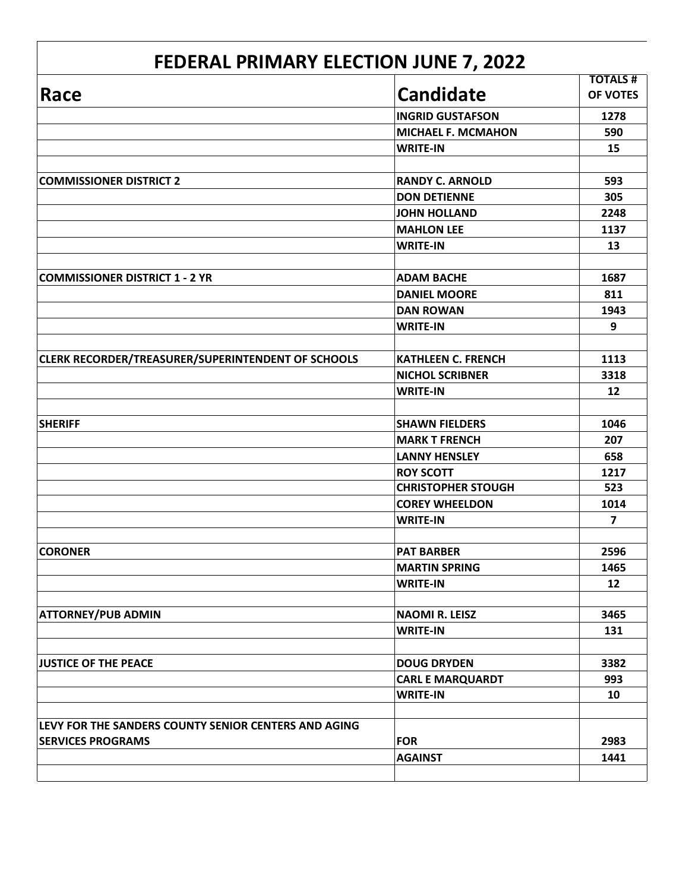# FEDERAL PRIMARY ELECTION JUNE 7, 2022

| Race | Candidate | TOTALS # OF VOTES |
|---|---|---|
| | INGRID GUSTAFSON | 1278 |
| | MICHAEL F. MCMAHON | 590 |
| | WRITE-IN | 15 |
| | | |
| COMMISSIONER DISTRICT 2 | RANDY C. ARNOLD | 593 |
| | DON DETIENNE | 305 |
| | JOHN HOLLAND | 2248 |
| | MAHLON LEE | 1137 |
| | WRITE-IN | 13 |
| | | |
| COMMISSIONER DISTRICT 1 - 2 YR | ADAM BACHE | 1687 |
| | DANIEL MOORE | 811 |
| | DAN ROWAN | 1943 |
| | WRITE-IN | 9 |
| | | |
| CLERK RECORDER/TREASURER/SUPERINTENDENT OF SCHOOLS | KATHLEEN C. FRENCH | 1113 |
| | NICHOL SCRIBNER | 3318 |
| | WRITE-IN | 12 |
| | | |
| SHERIFF | SHAWN FIELDERS | 1046 |
| | MARK T FRENCH | 207 |
| | LANNY HENSLEY | 658 |
| | ROY SCOTT | 1217 |
| | CHRISTOPHER STOUGH | 523 |
| | COREY WHEELDON | 1014 |
| | WRITE-IN | 7 |
| | | |
| CORONER | PAT BARBER | 2596 |
| | MARTIN SPRING | 1465 |
| | WRITE-IN | 12 |
| | | |
| ATTORNEY/PUB ADMIN | NAOMI R. LEISZ | 3465 |
| | WRITE-IN | 131 |
| | | |
| JUSTICE OF THE PEACE | DOUG DRYDEN | 3382 |
| | CARL E MARQUARDT | 993 |
| | WRITE-IN | 10 |
| | | |
| LEVY FOR THE SANDERS COUNTY SENIOR CENTERS AND AGING SERVICES PROGRAMS | FOR | 2983 |
| | AGAINST | 1441 |